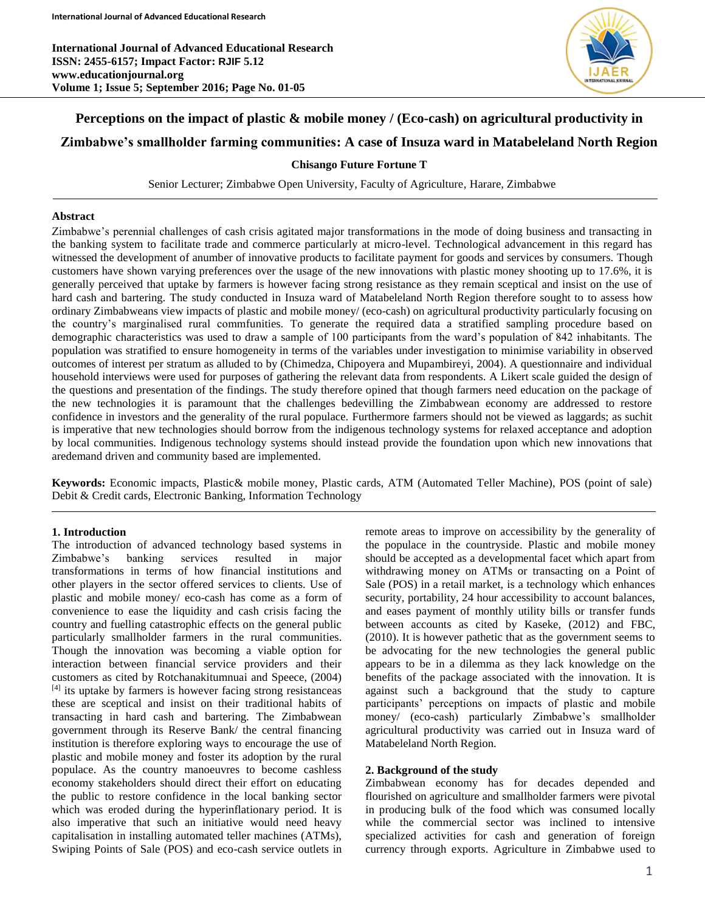# Perceptions on the impact of plastic & mobile money / (Eco-cash) on agricultural productivity in Zimbabwe's smallholder farming communities: A case of Insuza ward in Matabeleland North Region

**Chisango Future Fortune T**

Senior Lecturer; Zimbabwe Open University, Faculty of Agriculture, Harare, Zimbabwe

## Abstract

Zimbabwe's perennial challenges of cash crisis agitated major transformations in the mode of doing business and transacting in the banking system to facilitate trade and commerce particularly at micro-level. Technological advancement in this regard has witnessed the development of anumber of innovative products to facilitate payment for goods and services by consumers. Though customers have shown varying preferences over the usage of the new innovations with plastic money shooting up to 17.6%, it is generally perceived that uptake by farmers is however facing strong resistance as they remain sceptical and insist on the use of hard cash and bartering. The study conducted in Insuza ward of Matabeleland North Region therefore sought to to assess how ordinary Zimbabweans view impacts of plastic and mobile money/ (eco-cash) on agricultural productivity particularly focusing on the country's marginalised rural commfunities. To generate the required data a stratified sampling procedure based on demographic characteristics was used to draw a sample of 100 participants from the ward's population of 842 inhabitants. The population was stratified to ensure homogeneity in terms of the variables under investigation to minimise variability in observed outcomes of interest per stratum as alluded to by (Chimedza, Chipoyera and Mupambireyi, 2004). A questionnaire and individual household interviews were used for purposes of gathering the relevant data from respondents. A Likert scale guided the design of the questions and presentation of the findings. The study therefore opined that though farmers need education on the package of the new technologies it is paramount that the challenges bedevilling the Zimbabwean economy are addressed to restore confidence in investors and the generality of the rural populace. Furthermore farmers should not be viewed as laggards; as suchit is imperative that new technologies should borrow from the indigenous technology systems for relaxed acceptance and adoption by local communities. Indigenous technology systems should instead provide the foundation upon which new innovations that aredemand driven and community based are implemented.

**Keywords:** Economic impacts, Plastic& mobile money, Plastic cards, ATM (Automated Teller Machine), POS (point of sale) Debit & Credit cards, Electronic Banking, Information Technology

## 1. Introduction

The introduction of advanced technology based systems in Zimbabwe's banking services resulted in major transformations in terms of how financial institutions and other players in the sector offered services to clients. Use of plastic and mobile money/ eco-cash has come as a form of convenience to ease the liquidity and cash crisis facing the country and fuelling catastrophic effects on the general public particularly smallholder farmers in the rural communities. Though the innovation was becoming a viable option for interaction between financial service providers and their customers as cited by Rotchanakitumnuai and Speece, (2004) [4] its uptake by farmers is however facing strong resistanceas these are sceptical and insist on their traditional habits of transacting in hard cash and bartering. The Zimbabwean government through its Reserve Bank/ the central financing institution is therefore exploring ways to encourage the use of plastic and mobile money and foster its adoption by the rural populace. As the country manoeuvres to become cashless economy stakeholders should direct their effort on educating the public to restore confidence in the local banking sector which was eroded during the hyperinflationary period. It is also imperative that such an initiative would need heavy capitalisation in installing automated teller machines (ATMs), Swiping Points of Sale (POS) and eco-cash service outlets in remote areas to improve on accessibility by the generality of the populace in the countryside. Plastic and mobile money should be accepted as a developmental facet which apart from withdrawing money on ATMs or transacting on a Point of Sale (POS) in a retail market, is a technology which enhances security, portability, 24 hour accessibility to account balances, and eases payment of monthly utility bills or transfer funds between accounts as cited by Kaseke, (2012) and FBC, (2010). It is however pathetic that as the government seems to be advocating for the new technologies the general public appears to be in a dilemma as they lack knowledge on the benefits of the package associated with the innovation. It is against such a background that the study to capture participants' perceptions on impacts of plastic and mobile money/ (eco-cash) particularly Zimbabwe's smallholder agricultural productivity was carried out in Insuza ward of Matabeleland North Region.

## 2. Background of the study

Zimbabwean economy has for decades depended and flourished on agriculture and smallholder farmers were pivotal in producing bulk of the food which was consumed locally while the commercial sector was inclined to intensive specialized activities for cash and generation of foreign currency through exports. Agriculture in Zimbabwe used to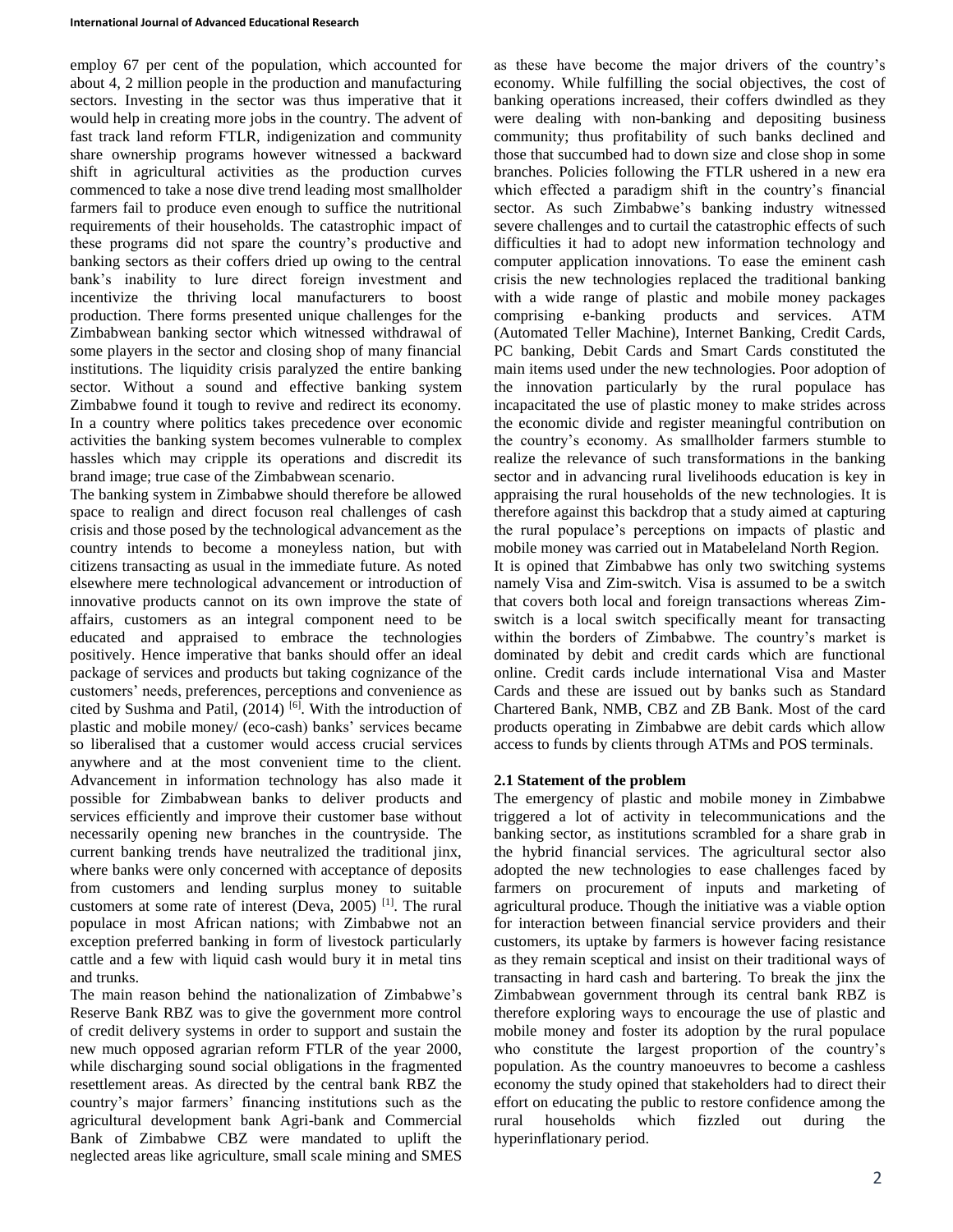employ 67 per cent of the population, which accounted for about 4, 2 million people in the production and manufacturing sectors. Investing in the sector was thus imperative that it would help in creating more jobs in the country. The advent of fast track land reform FTLR, indigenization and community share ownership programs however witnessed a backward shift in agricultural activities as the production curves commenced to take a nose dive trend leading most smallholder farmers fail to produce even enough to suffice the nutritional requirements of their households. The catastrophic impact of these programs did not spare the country's productive and banking sectors as their coffers dried up owing to the central bank's inability to lure direct foreign investment and incentivize the thriving local manufacturers to boost production. There forms presented unique challenges for the Zimbabwean banking sector which witnessed withdrawal of some players in the sector and closing shop of many financial institutions. The liquidity crisis paralyzed the entire banking sector. Without a sound and effective banking system Zimbabwe found it tough to revive and redirect its economy. In a country where politics takes precedence over economic activities the banking system becomes vulnerable to complex hassles which may cripple its operations and discredit its brand image; true case of the Zimbabwean scenario.

The banking system in Zimbabwe should therefore be allowed space to realign and direct focuson real challenges of cash crisis and those posed by the technological advancement as the country intends to become a moneyless nation, but with citizens transacting as usual in the immediate future. As noted elsewhere mere technological advancement or introduction of innovative products cannot on its own improve the state of affairs, customers as an integral component need to be educated and appraised to embrace the technologies positively. Hence imperative that banks should offer an ideal package of services and products but taking cognizance of the customers' needs, preferences, perceptions and convenience as cited by Sushma and Patil, (2014) [6]. With the introduction of plastic and mobile money/ (eco-cash) banks' services became so liberalised that a customer would access crucial services anywhere and at the most convenient time to the client. Advancement in information technology has also made it possible for Zimbabwean banks to deliver products and services efficiently and improve their customer base without necessarily opening new branches in the countryside. The current banking trends have neutralized the traditional jinx, where banks were only concerned with acceptance of deposits from customers and lending surplus money to suitable customers at some rate of interest (Deva, 2005) [1]. The rural populace in most African nations; with Zimbabwe not an exception preferred banking in form of livestock particularly cattle and a few with liquid cash would bury it in metal tins and trunks.

The main reason behind the nationalization of Zimbabwe's Reserve Bank RBZ was to give the government more control of credit delivery systems in order to support and sustain the new much opposed agrarian reform FTLR of the year 2000, while discharging sound social obligations in the fragmented resettlement areas. As directed by the central bank RBZ the country's major farmers' financing institutions such as the agricultural development bank Agri-bank and Commercial Bank of Zimbabwe CBZ were mandated to uplift the neglected areas like agriculture, small scale mining and SMES as these have become the major drivers of the country's economy. While fulfilling the social objectives, the cost of banking operations increased, their coffers dwindled as they were dealing with non-banking and depositing business community; thus profitability of such banks declined and those that succumbed had to down size and close shop in some branches. Policies following the FTLR ushered in a new era which effected a paradigm shift in the country's financial sector. As such Zimbabwe's banking industry witnessed severe challenges and to curtail the catastrophic effects of such difficulties it had to adopt new information technology and computer application innovations. To ease the eminent cash crisis the new technologies replaced the traditional banking with a wide range of plastic and mobile money packages comprising e-banking products and services. ATM (Automated Teller Machine), Internet Banking, Credit Cards, PC banking, Debit Cards and Smart Cards constituted the main items used under the new technologies. Poor adoption of the innovation particularly by the rural populace has incapacitated the use of plastic money to make strides across the economic divide and register meaningful contribution on the country's economy. As smallholder farmers stumble to realize the relevance of such transformations in the banking sector and in advancing rural livelihoods education is key in appraising the rural households of the new technologies. It is therefore against this backdrop that a study aimed at capturing the rural populace's perceptions on impacts of plastic and mobile money was carried out in Matabeleland North Region.

It is opined that Zimbabwe has only two switching systems namely Visa and Zim-switch. Visa is assumed to be a switch that covers both local and foreign transactions whereas Zim-switch is a local switch specifically meant for transacting within the borders of Zimbabwe. The country's market is dominated by debit and credit cards which are functional online. Credit cards include international Visa and Master Cards and these are issued out by banks such as Standard Chartered Bank, NMB, CBZ and ZB Bank. Most of the card products operating in Zimbabwe are debit cards which allow access to funds by clients through ATMs and POS terminals.

### 2.1 Statement of the problem

The emergency of plastic and mobile money in Zimbabwe triggered a lot of activity in telecommunications and the banking sector, as institutions scrambled for a share grab in the hybrid financial services. The agricultural sector also adopted the new technologies to ease challenges faced by farmers on procurement of inputs and marketing of agricultural produce. Though the initiative was a viable option for interaction between financial service providers and their customers, its uptake by farmers is however facing resistance as they remain sceptical and insist on their traditional ways of transacting in hard cash and bartering. To break the jinx the Zimbabwean government through its central bank RBZ is therefore exploring ways to encourage the use of plastic and mobile money and foster its adoption by the rural populace who constitute the largest proportion of the country's population. As the country manoeuvres to become a cashless economy the study opined that stakeholders had to direct their effort on educating the public to restore confidence among the rural households which fizzled out during the hyperinflationary period.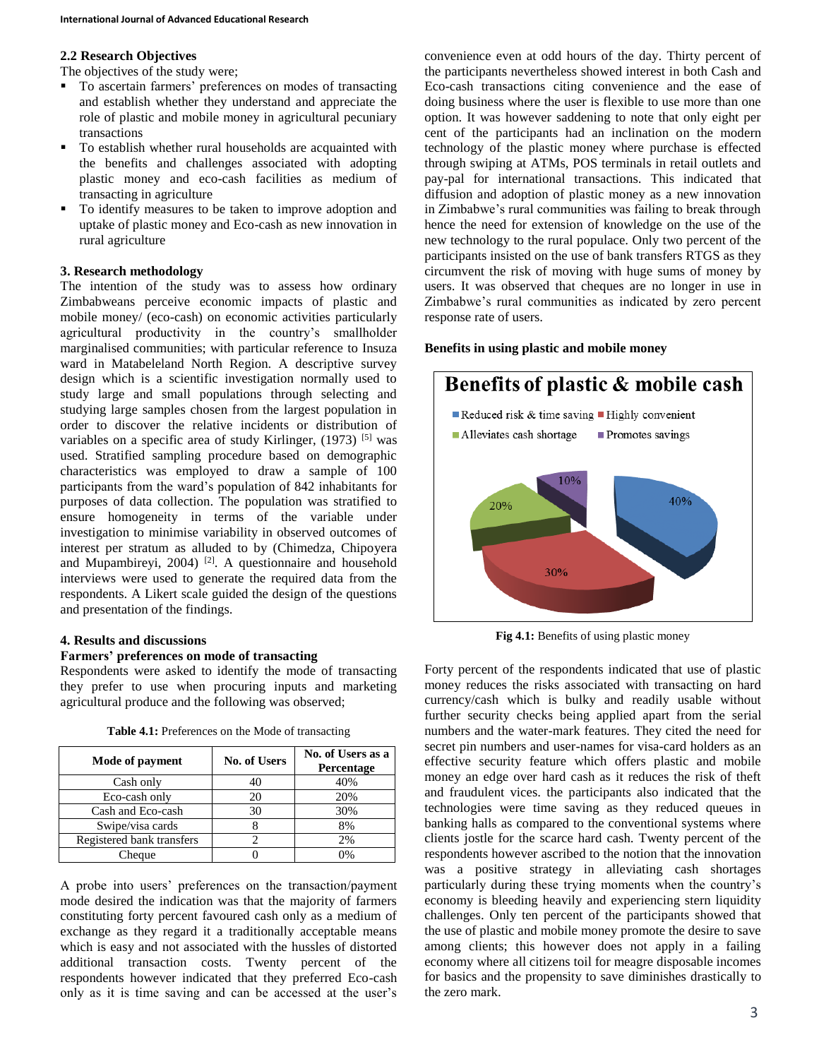### 2.2 Research Objectives

The objectives of the study were;

- To ascertain farmers' preferences on modes of transacting and establish whether they understand and appreciate the role of plastic and mobile money in agricultural pecuniary transactions
- To establish whether rural households are acquainted with the benefits and challenges associated with adopting plastic money and eco-cash facilities as medium of transacting in agriculture
- To identify measures to be taken to improve adoption and uptake of plastic money and Eco-cash as new innovation in rural agriculture

## 3. Research methodology

The intention of the study was to assess how ordinary Zimbabweans perceive economic impacts of plastic and mobile money/ (eco-cash) on economic activities particularly agricultural productivity in the country's smallholder marginalised communities; with particular reference to Insuza ward in Matabeleland North Region. A descriptive survey design which is a scientific investigation normally used to study large and small populations through selecting and studying large samples chosen from the largest population in order to discover the relative incidents or distribution of variables on a specific area of study Kirlinger, (1973) [5] was used. Stratified sampling procedure based on demographic characteristics was employed to draw a sample of 100 participants from the ward's population of 842 inhabitants for purposes of data collection. The population was stratified to ensure homogeneity in terms of the variable under investigation to minimise variability in observed outcomes of interest per stratum as alluded to by (Chimedza, Chipoyera and Mupambireyi, 2004) [2]. A questionnaire and household interviews were used to generate the required data from the respondents. A Likert scale guided the design of the questions and presentation of the findings.

## 4. Results and discussions

### Farmers' preferences on mode of transacting

Respondents were asked to identify the mode of transacting they prefer to use when procuring inputs and marketing agricultural produce and the following was observed;

**Table 4.1:** Preferences on the Mode of transacting

| Mode of payment | No. of Users | No. of Users as a Percentage |
|---|---|---|
| Cash only | 40 | 40% |
| Eco-cash only | 20 | 20% |
| Cash and Eco-cash | 30 | 30% |
| Swipe/visa cards | 8 | 8% |
| Registered bank transfers | 2 | 2% |
| Cheque | 0 | 0% |

A probe into users' preferences on the transaction/payment mode desired the indication was that the majority of farmers constituting forty percent favoured cash only as a medium of exchange as they regard it a traditionally acceptable means which is easy and not associated with the hussles of distorted additional transaction costs. Twenty percent of the respondents however indicated that they preferred Eco-cash only as it is time saving and can be accessed at the user's convenience even at odd hours of the day. Thirty percent of the participants nevertheless showed interest in both Cash and Eco-cash transactions citing convenience and the ease of doing business where the user is flexible to use more than one option. It was however saddening to note that only eight per cent of the participants had an inclination on the modern technology of the plastic money where purchase is effected through swiping at ATMs, POS terminals in retail outlets and pay-pal for international transactions. This indicated that diffusion and adoption of plastic money as a new innovation in Zimbabwe's rural communities was failing to break through hence the need for extension of knowledge on the use of the new technology to the rural populace. Only two percent of the participants insisted on the use of bank transfers RTGS as they circumvent the risk of moving with huge sums of money by users. It was observed that cheques are no longer in use in Zimbabwe's rural communities as indicated by zero percent response rate of users.

### Benefits in using plastic and mobile money

**Fig 4.1:** Benefits of using plastic money

Forty percent of the respondents indicated that use of plastic money reduces the risks associated with transacting on hard currency/cash which is bulky and readily usable without further security checks being applied apart from the serial numbers and the water-mark features. They cited the need for secret pin numbers and user-names for visa-card holders as an effective security feature which offers plastic and mobile money an edge over hard cash as it reduces the risk of theft and fraudulent vices. the participants also indicated that the technologies were time saving as they reduced queues in banking halls as compared to the conventional systems where clients jostle for the scarce hard cash. Twenty percent of the respondents however ascribed to the notion that the innovation was a positive strategy in alleviating cash shortages particularly during these trying moments when the country's economy is bleeding heavily and experiencing stern liquidity challenges. Only ten percent of the participants showed that the use of plastic and mobile money promote the desire to save among clients; this however does not apply in a failing economy where all citizens toil for meagre disposable incomes for basics and the propensity to save diminishes drastically to the zero mark.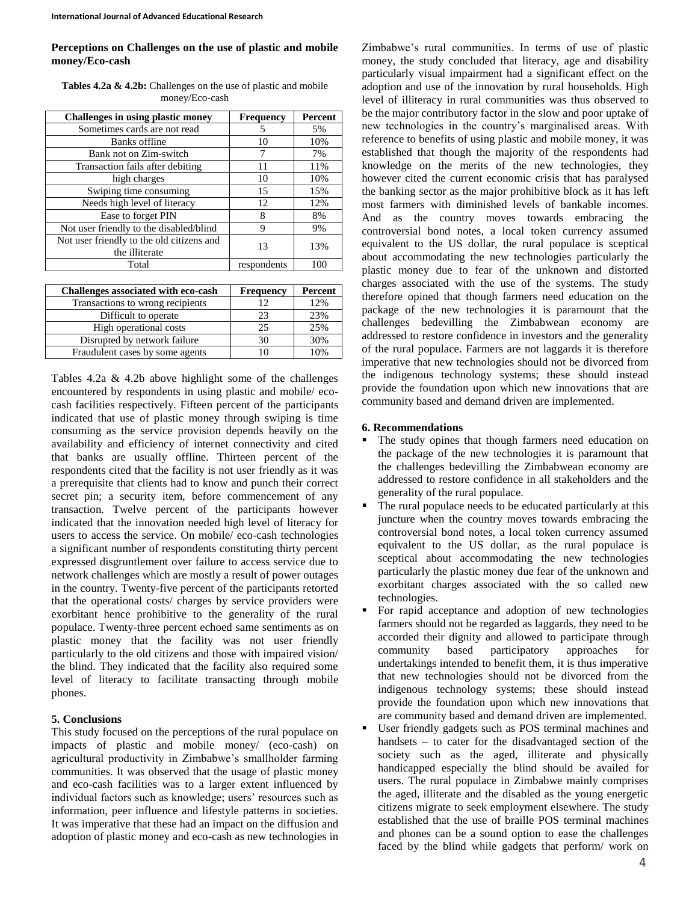**Perceptions on Challenges on the use of plastic and mobile money/Eco-cash**

**Tables 4.2a & 4.2b:** Challenges on the use of plastic and mobile money/Eco-cash

| Challenges in using plastic money | Frequency | Percent |
|---|---|---|
| Sometimes cards are not read | 5 | 5% |
| Banks offline | 10 | 10% |
| Bank not on Zim-switch | 7 | 7% |
| Transaction fails after debiting | 11 | 11% |
| high charges | 10 | 10% |
| Swiping time consuming | 15 | 15% |
| Needs high level of literacy | 12 | 12% |
| Ease to forget PIN | 8 | 8% |
| Not user friendly to the disabled/blind | 9 | 9% |
| Not user friendly to the old citizens and the illiterate | 13 | 13% |
| Total | respondents | 100 |

| Challenges associated with eco-cash | Frequency | Percent |
|---|---|---|
| Transactions to wrong recipients | 12 | 12% |
| Difficult to operate | 23 | 23% |
| High operational costs | 25 | 25% |
| Disrupted by network failure | 30 | 30% |
| Fraudulent cases by some agents | 10 | 10% |

Tables 4.2a & 4.2b above highlight some of the challenges encountered by respondents in using plastic and mobile/ eco-cash facilities respectively. Fifteen percent of the participants indicated that use of plastic money through swiping is time consuming as the service provision depends heavily on the availability and efficiency of internet connectivity and cited that banks are usually offline. Thirteen percent of the respondents cited that the facility is not user friendly as it was a prerequisite that clients had to know and punch their correct secret pin; a security item, before commencement of any transaction. Twelve percent of the participants however indicated that the innovation needed high level of literacy for users to access the service. On mobile/ eco-cash technologies a significant number of respondents constituting thirty percent expressed disgruntlement over failure to access service due to network challenges which are mostly a result of power outages in the country. Twenty-five percent of the participants retorted that the operational costs/ charges by service providers were exorbitant hence prohibitive to the generality of the rural populace. Twenty-three percent echoed same sentiments as on plastic money that the facility was not user friendly particularly to the old citizens and those with impaired vision/ the blind. They indicated that the facility also required some level of literacy to facilitate transacting through mobile phones.

## 5. Conclusions

This study focused on the perceptions of the rural populace on impacts of plastic and mobile money/ (eco-cash) on agricultural productivity in Zimbabwe's smallholder farming communities. It was observed that the usage of plastic money and eco-cash facilities was to a larger extent influenced by individual factors such as knowledge; users' resources such as information, peer influence and lifestyle patterns in societies. It was imperative that these had an impact on the diffusion and adoption of plastic money and eco-cash as new technologies in Zimbabwe's rural communities. In terms of use of plastic money, the study concluded that literacy, age and disability particularly visual impairment had a significant effect on the adoption and use of the innovation by rural households. High level of illiteracy in rural communities was thus observed to be the major contributory factor in the slow and poor uptake of new technologies in the country's marginalised areas. With reference to benefits of using plastic and mobile money, it was established that though the majority of the respondents had knowledge on the merits of the new technologies, they however cited the current economic crisis that has paralysed the banking sector as the major prohibitive block as it has left most farmers with diminished levels of bankable incomes. And as the country moves towards embracing the controversial bond notes, a local token currency assumed equivalent to the US dollar, the rural populace is sceptical about accommodating the new technologies particularly the plastic money due to fear of the unknown and distorted charges associated with the use of the systems. The study therefore opined that though farmers need education on the package of the new technologies it is paramount that the challenges bedevilling the Zimbabwean economy are addressed to restore confidence in investors and the generality of the rural populace. Farmers are not laggards it is therefore imperative that new technologies should not be divorced from the indigenous technology systems; these should instead provide the foundation upon which new innovations that are community based and demand driven are implemented.

## 6. Recommendations

- The study opines that though farmers need education on the package of the new technologies it is paramount that the challenges bedevilling the Zimbabwean economy are addressed to restore confidence in all stakeholders and the generality of the rural populace.
- The rural populace needs to be educated particularly at this juncture when the country moves towards embracing the controversial bond notes, a local token currency assumed equivalent to the US dollar, as the rural populace is sceptical about accommodating the new technologies particularly the plastic money due fear of the unknown and exorbitant charges associated with the so called new technologies.
- For rapid acceptance and adoption of new technologies farmers should not be regarded as laggards, they need to be accorded their dignity and allowed to participate through community based participatory approaches for undertakings intended to benefit them, it is thus imperative that new technologies should not be divorced from the indigenous technology systems; these should instead provide the foundation upon which new innovations that are community based and demand driven are implemented.
- User friendly gadgets such as POS terminal machines and handsets – to cater for the disadvantaged section of the society such as the aged, illiterate and physically handicapped especially the blind should be availed for users. The rural populace in Zimbabwe mainly comprises the aged, illiterate and the disabled as the young energetic citizens migrate to seek employment elsewhere. The study established that the use of braille POS terminal machines and phones can be a sound option to ease the challenges faced by the blind while gadgets that perform/ work on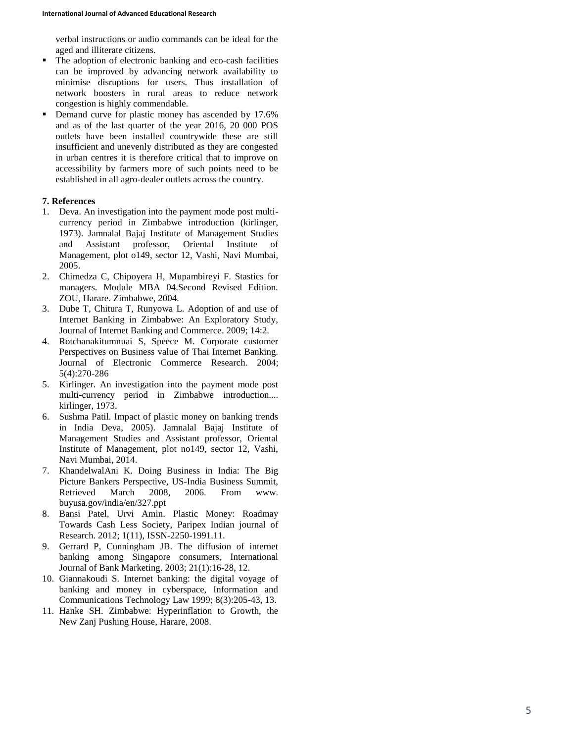verbal instructions or audio commands can be ideal for the aged and illiterate citizens.

- The adoption of electronic banking and eco-cash facilities can be improved by advancing network availability to minimise disruptions for users. Thus installation of network boosters in rural areas to reduce network congestion is highly commendable.
- Demand curve for plastic money has ascended by 17.6% and as of the last quarter of the year 2016, 20 000 POS outlets have been installed countrywide these are still insufficient and unevenly distributed as they are congested in urban centres it is therefore critical that to improve on accessibility by farmers more of such points need to be established in all agro-dealer outlets across the country.

**7. References**

1. Deva. An investigation into the payment mode post multi-currency period in Zimbabwe introduction (kirlinger, 1973). Jamnalal Bajaj Institute of Management Studies and Assistant professor, Oriental Institute of Management, plot o149, sector 12, Vashi, Navi Mumbai, 2005.
2. Chimedza C, Chipoyera H, Mupambireyi F. Stastics for managers. Module MBA 04.Second Revised Edition. ZOU, Harare. Zimbabwe, 2004.
3. Dube T, Chitura T, Runyowa L. Adoption of and use of Internet Banking in Zimbabwe: An Exploratory Study, Journal of Internet Banking and Commerce. 2009; 14:2.
4. Rotchanakitumnuai S, Speece M. Corporate customer Perspectives on Business value of Thai Internet Banking. Journal of Electronic Commerce Research. 2004; 5(4):270-286
5. Kirlinger. An investigation into the payment mode post multi-currency period in Zimbabwe introduction.... kirlinger, 1973.
6. Sushma Patil. Impact of plastic money on banking trends in India Deva, 2005). Jamnalal Bajaj Institute of Management Studies and Assistant professor, Oriental Institute of Management, plot no149, sector 12, Vashi, Navi Mumbai, 2014.
7. KhandelwalAni K. Doing Business in India: The Big Picture Bankers Perspective, US-India Business Summit, Retrieved March 2008, 2006. From www. buyusa.gov/india/en/327.ppt
8. Bansi Patel, Urvi Amin. Plastic Money: Roadmay Towards Cash Less Society, Paripex Indian journal of Research. 2012; 1(11), ISSN-2250-1991.11.
9. Gerrard P, Cunningham JB. The diffusion of internet banking among Singapore consumers, International Journal of Bank Marketing. 2003; 21(1):16-28, 12.
10. Giannakoudi S. Internet banking: the digital voyage of banking and money in cyberspace, Information and Communications Technology Law 1999; 8(3):205-43, 13.
11. Hanke SH. Zimbabwe: Hyperinflation to Growth, the New Zanj Pushing House, Harare, 2008.